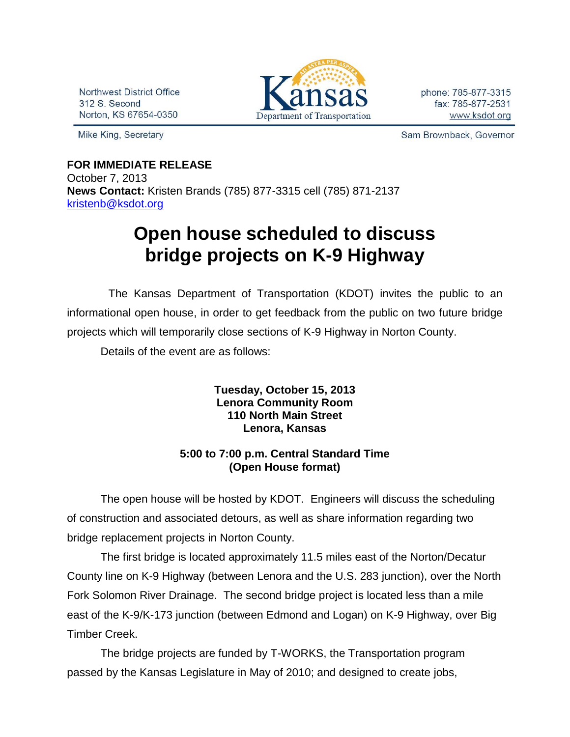Northwest District Office
312 S. Second
Norton, KS 67654-0350

Kansas Department of Transportation

phone: 785-877-3315
fax: 785-877-2531
www.ksdot.org

Mike King, Secretary

Sam Brownback, Governor

**FOR IMMEDIATE RELEASE**
October 7, 2013
**News Contact:** Kristen Brands (785) 877-3315 cell (785) 871-2137
kristenb@ksdot.org

# Open house scheduled to discuss bridge projects on K-9 Highway

The Kansas Department of Transportation (KDOT) invites the public to an informational open house, in order to get feedback from the public on two future bridge projects which will temporarily close sections of K-9 Highway in Norton County.

Details of the event are as follows:

**Tuesday, October 15, 2013**
**Lenora Community Room**
**110 North Main Street**
**Lenora, Kansas**

**5:00 to 7:00 p.m. Central Standard Time**
**(Open House format)**

The open house will be hosted by KDOT. Engineers will discuss the scheduling of construction and associated detours, as well as share information regarding two bridge replacement projects in Norton County.

The first bridge is located approximately 11.5 miles east of the Norton/Decatur County line on K-9 Highway (between Lenora and the U.S. 283 junction), over the North Fork Solomon River Drainage. The second bridge project is located less than a mile east of the K-9/K-173 junction (between Edmond and Logan) on K-9 Highway, over Big Timber Creek.

The bridge projects are funded by T-WORKS, the Transportation program passed by the Kansas Legislature in May of 2010; and designed to create jobs,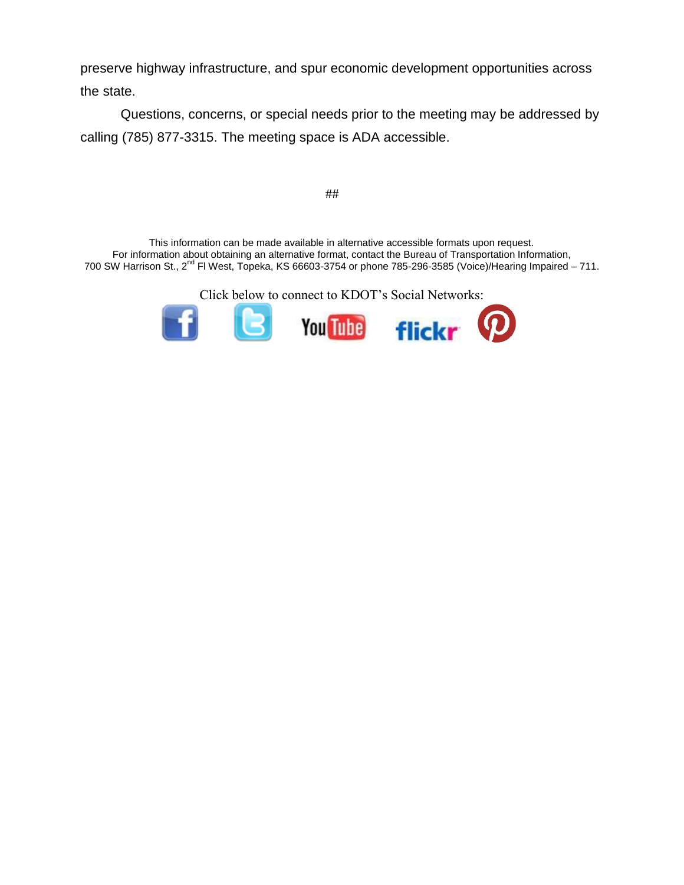preserve highway infrastructure, and spur economic development opportunities across the state.

Questions, concerns, or special needs prior to the meeting may be addressed by calling (785) 877-3315. The meeting space is ADA accessible.

##

This information can be made available in alternative accessible formats upon request.
For information about obtaining an alternative format, contact the Bureau of Transportation Information,
700 SW Harrison St., 2nd Fl West, Topeka, KS 66603-3754 or phone 785-296-3585 (Voice)/Hearing Impaired – 711.

Click below to connect to KDOT's Social Networks: